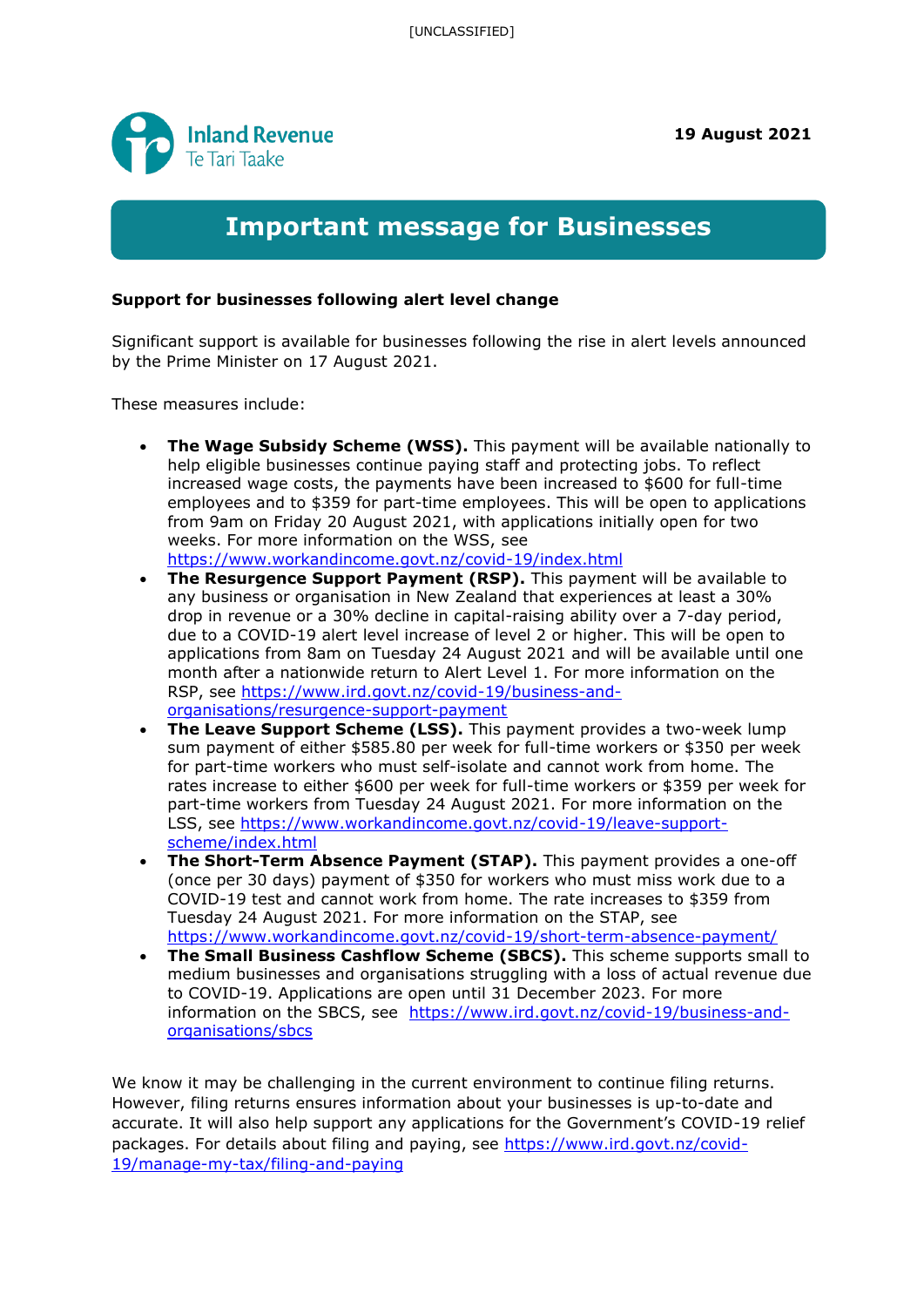[UNCLASSIFIED]

Inland Revenue
Te Tari Taake

**19 August 2021**

# Important message for Businesses

**Support for businesses following alert level change**

Significant support is available for businesses following the rise in alert levels announced by the Prime Minister on 17 August 2021.

These measures include:

- **The Wage Subsidy Scheme (WSS).** This payment will be available nationally to help eligible businesses continue paying staff and protecting jobs. To reflect increased wage costs, the payments have been increased to $600 for full-time employees and to $359 for part-time employees. This will be open to applications from 9am on Friday 20 August 2021, with applications initially open for two weeks. For more information on the WSS, see https://www.workandincome.govt.nz/covid-19/index.html
- **The Resurgence Support Payment (RSP).** This payment will be available to any business or organisation in New Zealand that experiences at least a 30% drop in revenue or a 30% decline in capital-raising ability over a 7-day period, due to a COVID-19 alert level increase of level 2 or higher. This will be open to applications from 8am on Tuesday 24 August 2021 and will be available until one month after a nationwide return to Alert Level 1. For more information on the RSP, see https://www.ird.govt.nz/covid-19/business-and-organisations/resurgence-support-payment
- **The Leave Support Scheme (LSS).** This payment provides a two-week lump sum payment of either $585.80 per week for full-time workers or $350 per week for part-time workers who must self-isolate and cannot work from home. The rates increase to either $600 per week for full-time workers or $359 per week for part-time workers from Tuesday 24 August 2021. For more information on the LSS, see https://www.workandincome.govt.nz/covid-19/leave-support-scheme/index.html
- **The Short-Term Absence Payment (STAP).** This payment provides a one-off (once per 30 days) payment of $350 for workers who must miss work due to a COVID-19 test and cannot work from home. The rate increases to $359 from Tuesday 24 August 2021. For more information on the STAP, see https://www.workandincome.govt.nz/covid-19/short-term-absence-payment/
- **The Small Business Cashflow Scheme (SBCS).** This scheme supports small to medium businesses and organisations struggling with a loss of actual revenue due to COVID-19. Applications are open until 31 December 2023. For more information on the SBCS, see https://www.ird.govt.nz/covid-19/business-and-organisations/sbcs

We know it may be challenging in the current environment to continue filing returns. However, filing returns ensures information about your businesses is up-to-date and accurate. It will also help support any applications for the Government's COVID-19 relief packages. For details about filing and paying, see https://www.ird.govt.nz/covid-19/manage-my-tax/filing-and-paying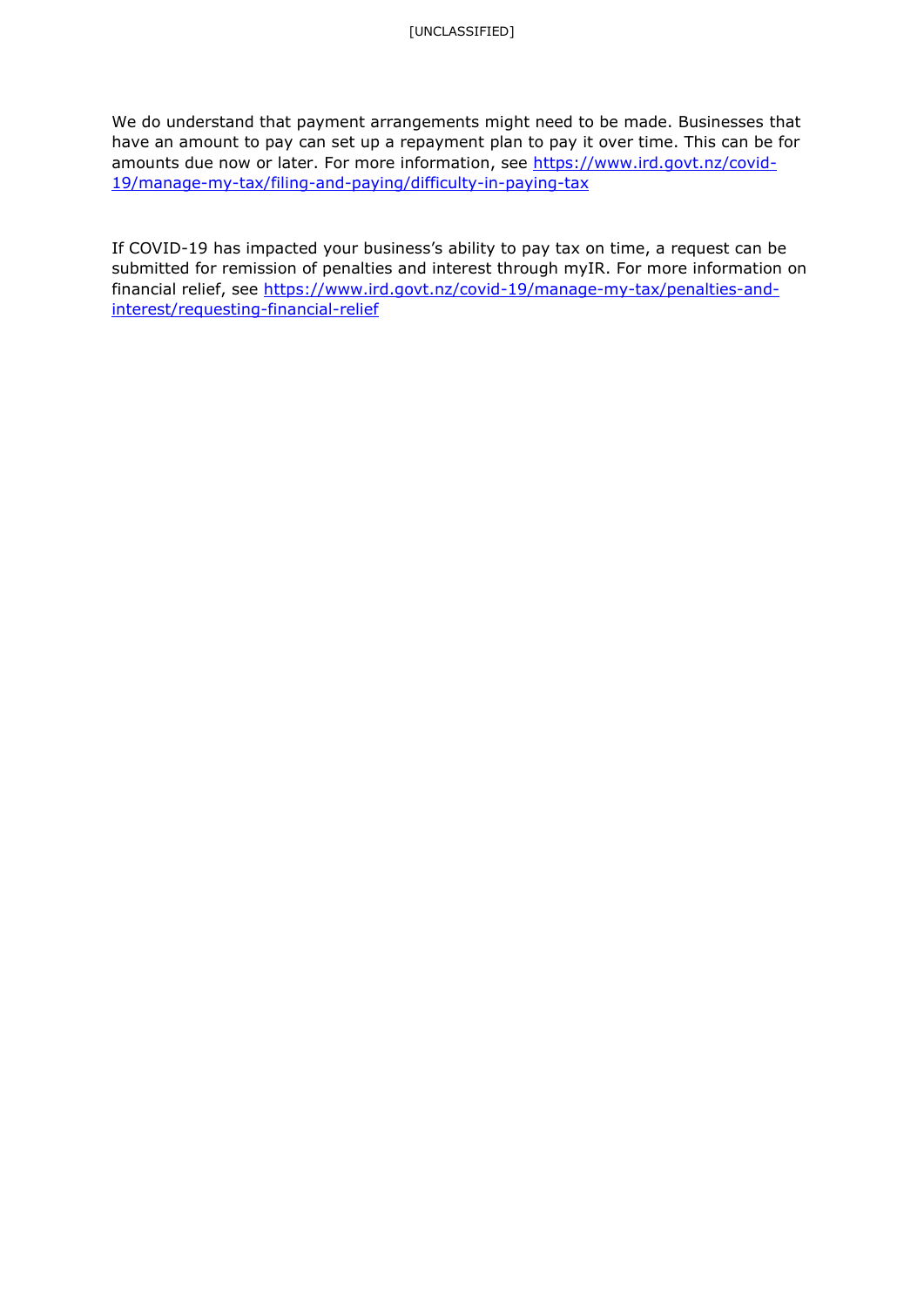We do understand that payment arrangements might need to be made. Businesses that have an amount to pay can set up a repayment plan to pay it over time. This can be for amounts due now or later. For more information, see https://www.ird.govt.nz/covid-19/manage-my-tax/filing-and-paying/difficulty-in-paying-tax

If COVID-19 has impacted your business's ability to pay tax on time, a request can be submitted for remission of penalties and interest through myIR. For more information on financial relief, see https://www.ird.govt.nz/covid-19/manage-my-tax/penalties-and-interest/requesting-financial-relief